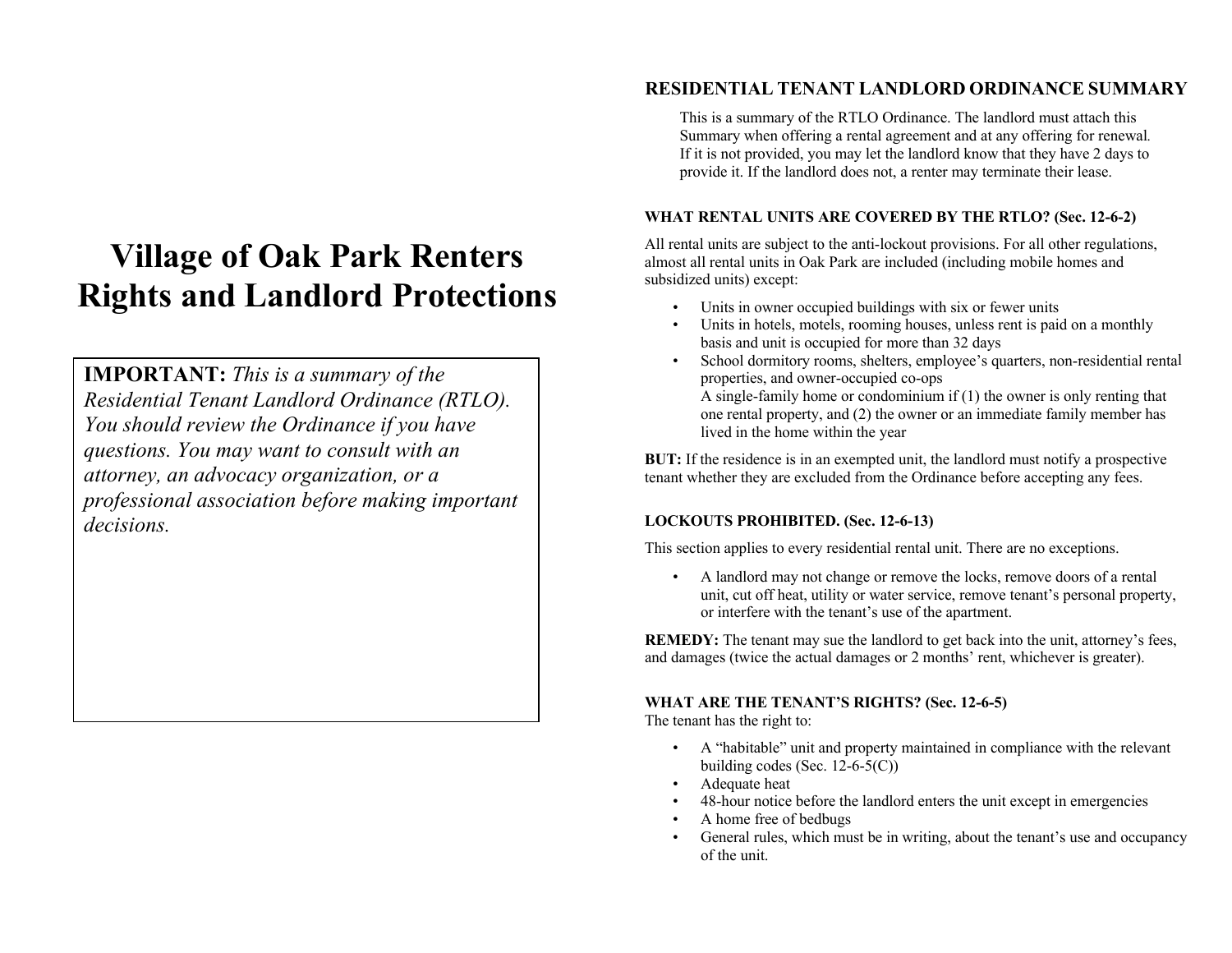# Village of Oak Park Renters Rights and Landlord Protections

**IMPORTANT:** *This is a summary of the Residential Tenant Landlord Ordinance (RTLO). You should review the Ordinance if you have questions. You may want to consult with an attorney, an advocacy organization, or a professional association before making important decisions.*

## RESIDENTIAL TENANT LANDLORD ORDINANCE SUMMARY

This is a summary of the RTLO Ordinance. The landlord must attach this Summary when offering a rental agreement and at any offering for renewal. If it is not provided, you may let the landlord know that they have 2 days to provide it. If the landlord does not, a renter may terminate their lease.

### WHAT RENTAL UNITS ARE COVERED BY THE RTLO? (Sec. 12-6-2)

All rental units are subject to the anti-lockout provisions. For all other regulations, almost all rental units in Oak Park are included (including mobile homes and subsidized units) except:

- Units in owner occupied buildings with six or fewer units
- Units in hotels, motels, rooming houses, unless rent is paid on a monthly basis and unit is occupied for more than 32 days
- School dormitory rooms, shelters, employee's quarters, non-residential rental properties, and owner-occupied co-ops
  A single-family home or condominium if (1) the owner is only renting that one rental property, and (2) the owner or an immediate family member has lived in the home within the year

**BUT:** If the residence is in an exempted unit, the landlord must notify a prospective tenant whether they are excluded from the Ordinance before accepting any fees.

### LOCKOUTS PROHIBITED. (Sec. 12-6-13)

This section applies to every residential rental unit. There are no exceptions.

- A landlord may not change or remove the locks, remove doors of a rental unit, cut off heat, utility or water service, remove tenant's personal property, or interfere with the tenant's use of the apartment.

**REMEDY:** The tenant may sue the landlord to get back into the unit, attorney's fees, and damages (twice the actual damages or 2 months' rent, whichever is greater).

### WHAT ARE THE TENANT'S RIGHTS? (Sec. 12-6-5)

The tenant has the right to:

- A "habitable" unit and property maintained in compliance with the relevant building codes (Sec. 12-6-5(C))
- Adequate heat
- 48-hour notice before the landlord enters the unit except in emergencies
- A home free of bedbugs
- General rules, which must be in writing, about the tenant's use and occupancy of the unit.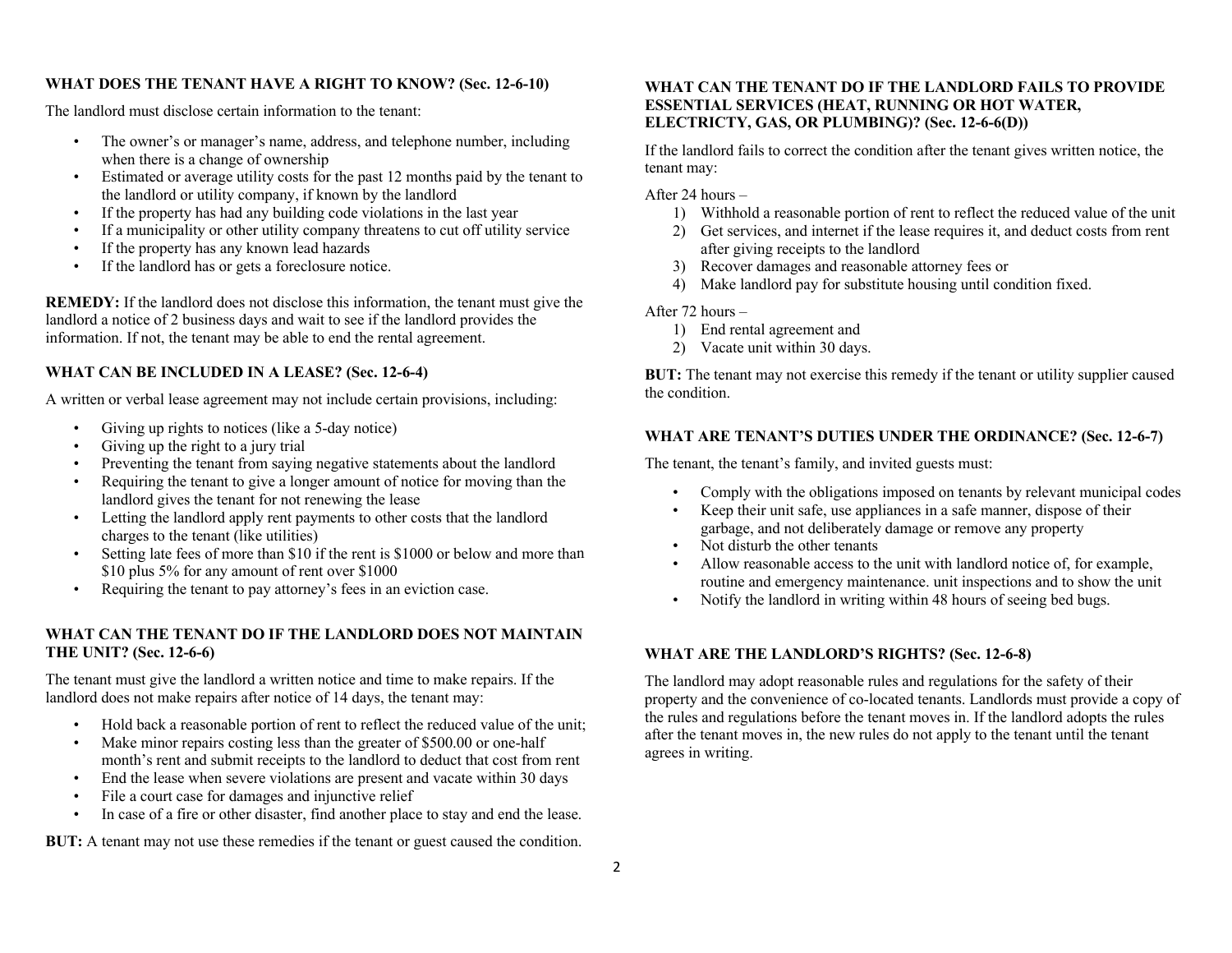**WHAT DOES THE TENANT HAVE A RIGHT TO KNOW? (Sec. 12-6-10)**

The landlord must disclose certain information to the tenant:

- The owner's or manager's name, address, and telephone number, including when there is a change of ownership
- Estimated or average utility costs for the past 12 months paid by the tenant to the landlord or utility company, if known by the landlord
- If the property has had any building code violations in the last year
- If a municipality or other utility company threatens to cut off utility service
- If the property has any known lead hazards
- If the landlord has or gets a foreclosure notice.

**REMEDY:** If the landlord does not disclose this information, the tenant must give the landlord a notice of 2 business days and wait to see if the landlord provides the information. If not, the tenant may be able to end the rental agreement.

**WHAT CAN BE INCLUDED IN A LEASE? (Sec. 12-6-4)**

A written or verbal lease agreement may not include certain provisions, including:

- Giving up rights to notices (like a 5-day notice)
- Giving up the right to a jury trial
- Preventing the tenant from saying negative statements about the landlord
- Requiring the tenant to give a longer amount of notice for moving than the landlord gives the tenant for not renewing the lease
- Letting the landlord apply rent payments to other costs that the landlord charges to the tenant (like utilities)
- Setting late fees of more than $10 if the rent is $1000 or below and more than $10 plus 5% for any amount of rent over $1000
- Requiring the tenant to pay attorney's fees in an eviction case.

**WHAT CAN THE TENANT DO IF THE LANDLORD DOES NOT MAINTAIN THE UNIT? (Sec. 12-6-6)**

The tenant must give the landlord a written notice and time to make repairs. If the landlord does not make repairs after notice of 14 days, the tenant may:

- Hold back a reasonable portion of rent to reflect the reduced value of the unit;
- Make minor repairs costing less than the greater of $500.00 or one-half month's rent and submit receipts to the landlord to deduct that cost from rent
- End the lease when severe violations are present and vacate within 30 days
- File a court case for damages and injunctive relief
- In case of a fire or other disaster, find another place to stay and end the lease.

**BUT:** A tenant may not use these remedies if the tenant or guest caused the condition.

**WHAT CAN THE TENANT DO IF THE LANDLORD FAILS TO PROVIDE ESSENTIAL SERVICES (HEAT, RUNNING OR HOT WATER, ELECTRICTY, GAS, OR PLUMBING)? (Sec. 12-6-6(D))**

If the landlord fails to correct the condition after the tenant gives written notice, the tenant may:

After 24 hours –

1) Withhold a reasonable portion of rent to reflect the reduced value of the unit
2) Get services, and internet if the lease requires it, and deduct costs from rent after giving receipts to the landlord
3) Recover damages and reasonable attorney fees or
4) Make landlord pay for substitute housing until condition fixed.

After 72 hours –

1) End rental agreement and
2) Vacate unit within 30 days.

**BUT:** The tenant may not exercise this remedy if the tenant or utility supplier caused the condition.

**WHAT ARE TENANT'S DUTIES UNDER THE ORDINANCE? (Sec. 12-6-7)**

The tenant, the tenant's family, and invited guests must:

- Comply with the obligations imposed on tenants by relevant municipal codes
- Keep their unit safe, use appliances in a safe manner, dispose of their garbage, and not deliberately damage or remove any property
- Not disturb the other tenants
- Allow reasonable access to the unit with landlord notice of, for example, routine and emergency maintenance. unit inspections and to show the unit
- Notify the landlord in writing within 48 hours of seeing bed bugs.

**WHAT ARE THE LANDLORD'S RIGHTS? (Sec. 12-6-8)**

The landlord may adopt reasonable rules and regulations for the safety of their property and the convenience of co-located tenants. Landlords must provide a copy of the rules and regulations before the tenant moves in. If the landlord adopts the rules after the tenant moves in, the new rules do not apply to the tenant until the tenant agrees in writing.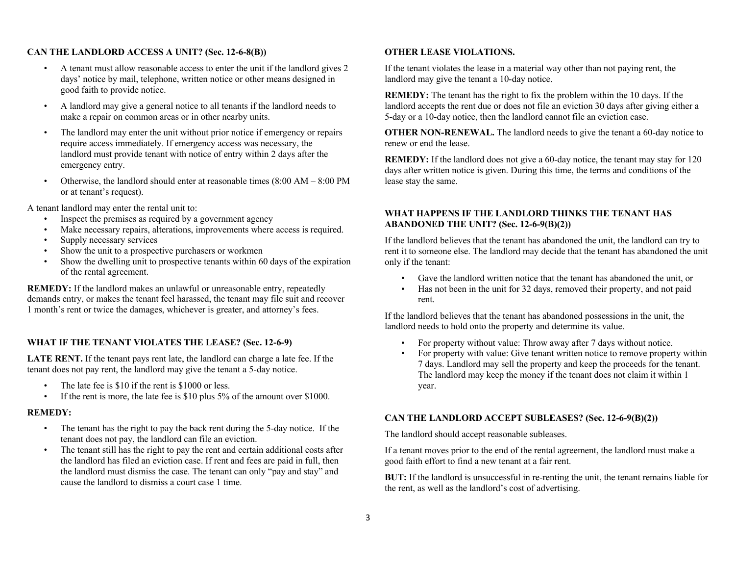### CAN THE LANDLORD ACCESS A UNIT? (Sec. 12-6-8(B))

- A tenant must allow reasonable access to enter the unit if the landlord gives 2 days' notice by mail, telephone, written notice or other means designed in good faith to provide notice.
- A landlord may give a general notice to all tenants if the landlord needs to make a repair on common areas or in other nearby units.
- The landlord may enter the unit without prior notice if emergency or repairs require access immediately. If emergency access was necessary, the landlord must provide tenant with notice of entry within 2 days after the emergency entry.
- Otherwise, the landlord should enter at reasonable times (8:00 AM – 8:00 PM or at tenant's request).

A tenant landlord may enter the rental unit to:

- Inspect the premises as required by a government agency
- Make necessary repairs, alterations, improvements where access is required.
- Supply necessary services
- Show the unit to a prospective purchasers or workmen
- Show the dwelling unit to prospective tenants within 60 days of the expiration of the rental agreement.

**REMEDY:** If the landlord makes an unlawful or unreasonable entry, repeatedly demands entry, or makes the tenant feel harassed, the tenant may file suit and recover 1 month's rent or twice the damages, whichever is greater, and attorney's fees.

### WHAT IF THE TENANT VIOLATES THE LEASE? (Sec. 12-6-9)

**LATE RENT.** If the tenant pays rent late, the landlord can charge a late fee. If the tenant does not pay rent, the landlord may give the tenant a 5-day notice.

- The late fee is $10 if the rent is $1000 or less.
- If the rent is more, the late fee is $10 plus 5% of the amount over $1000.

**REMEDY:**

- The tenant has the right to pay the back rent during the 5-day notice. If the tenant does not pay, the landlord can file an eviction.
- The tenant still has the right to pay the rent and certain additional costs after the landlord has filed an eviction case. If rent and fees are paid in full, then the landlord must dismiss the case. The tenant can only "pay and stay" and cause the landlord to dismiss a court case 1 time.

### OTHER LEASE VIOLATIONS.

If the tenant violates the lease in a material way other than not paying rent, the landlord may give the tenant a 10-day notice.

**REMEDY:** The tenant has the right to fix the problem within the 10 days. If the landlord accepts the rent due or does not file an eviction 30 days after giving either a 5-day or a 10-day notice, then the landlord cannot file an eviction case.

**OTHER NON-RENEWAL.** The landlord needs to give the tenant a 60-day notice to renew or end the lease.

**REMEDY:** If the landlord does not give a 60-day notice, the tenant may stay for 120 days after written notice is given. During this time, the terms and conditions of the lease stay the same.

### WHAT HAPPENS IF THE LANDLORD THINKS THE TENANT HAS ABANDONED THE UNIT? (Sec. 12-6-9(B)(2))

If the landlord believes that the tenant has abandoned the unit, the landlord can try to rent it to someone else. The landlord may decide that the tenant has abandoned the unit only if the tenant:

- Gave the landlord written notice that the tenant has abandoned the unit, or
- Has not been in the unit for 32 days, removed their property, and not paid rent.

If the landlord believes that the tenant has abandoned possessions in the unit, the landlord needs to hold onto the property and determine its value.

- For property without value: Throw away after 7 days without notice.
- For property with value: Give tenant written notice to remove property within 7 days. Landlord may sell the property and keep the proceeds for the tenant. The landlord may keep the money if the tenant does not claim it within 1 year.

### CAN THE LANDLORD ACCEPT SUBLEASES? (Sec. 12-6-9(B)(2))

The landlord should accept reasonable subleases.

If a tenant moves prior to the end of the rental agreement, the landlord must make a good faith effort to find a new tenant at a fair rent.

**BUT:** If the landlord is unsuccessful in re-renting the unit, the tenant remains liable for the rent, as well as the landlord's cost of advertising.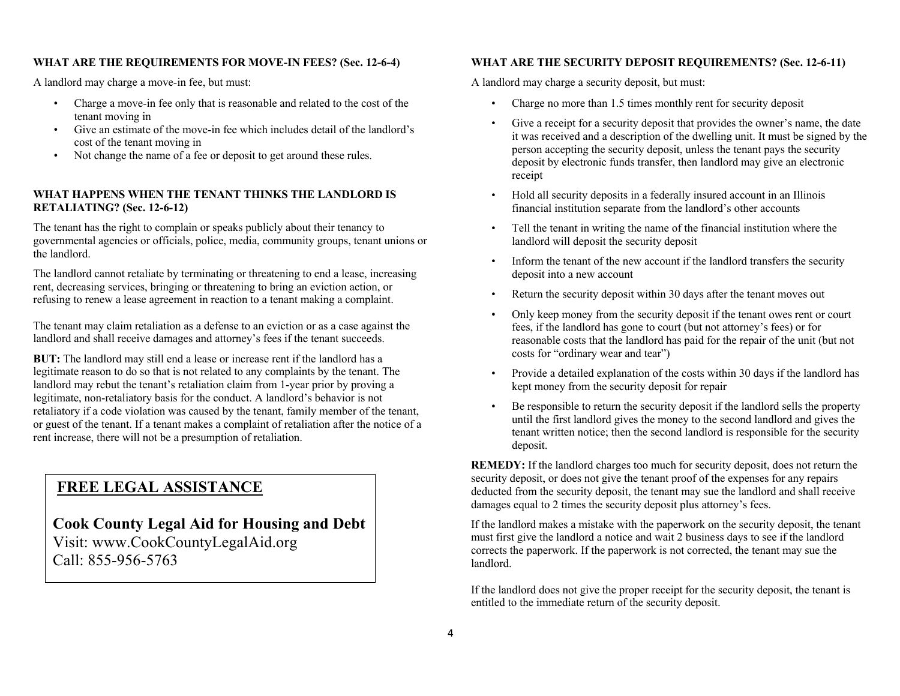**WHAT ARE THE REQUIREMENTS FOR MOVE-IN FEES? (Sec. 12-6-4)**

A landlord may charge a move-in fee, but must:

- Charge a move-in fee only that is reasonable and related to the cost of the tenant moving in
- Give an estimate of the move-in fee which includes detail of the landlord's cost of the tenant moving in
- Not change the name of a fee or deposit to get around these rules.

**WHAT HAPPENS WHEN THE TENANT THINKS THE LANDLORD IS RETALIATING? (Sec. 12-6-12)**

The tenant has the right to complain or speaks publicly about their tenancy to governmental agencies or officials, police, media, community groups, tenant unions or the landlord.

The landlord cannot retaliate by terminating or threatening to end a lease, increasing rent, decreasing services, bringing or threatening to bring an eviction action, or refusing to renew a lease agreement in reaction to a tenant making a complaint.

The tenant may claim retaliation as a defense to an eviction or as a case against the landlord and shall receive damages and attorney's fees if the tenant succeeds.

**BUT:** The landlord may still end a lease or increase rent if the landlord has a legitimate reason to do so that is not related to any complaints by the tenant. The landlord may rebut the tenant's retaliation claim from 1-year prior by proving a legitimate, non-retaliatory basis for the conduct. A landlord's behavior is not retaliatory if a code violation was caused by the tenant, family member of the tenant, or guest of the tenant. If a tenant makes a complaint of retaliation after the notice of a rent increase, there will not be a presumption of retaliation.

## FREE LEGAL ASSISTANCE

**Cook County Legal Aid for Housing and Debt**
Visit: www.CookCountyLegalAid.org
Call: 855-956-5763

**WHAT ARE THE SECURITY DEPOSIT REQUIREMENTS? (Sec. 12-6-11)**

A landlord may charge a security deposit, but must:

- Charge no more than 1.5 times monthly rent for security deposit
- Give a receipt for a security deposit that provides the owner's name, the date it was received and a description of the dwelling unit. It must be signed by the person accepting the security deposit, unless the tenant pays the security deposit by electronic funds transfer, then landlord may give an electronic receipt
- Hold all security deposits in a federally insured account in an Illinois financial institution separate from the landlord's other accounts
- Tell the tenant in writing the name of the financial institution where the landlord will deposit the security deposit
- Inform the tenant of the new account if the landlord transfers the security deposit into a new account
- Return the security deposit within 30 days after the tenant moves out
- Only keep money from the security deposit if the tenant owes rent or court fees, if the landlord has gone to court (but not attorney's fees) or for reasonable costs that the landlord has paid for the repair of the unit (but not costs for "ordinary wear and tear")
- Provide a detailed explanation of the costs within 30 days if the landlord has kept money from the security deposit for repair
- Be responsible to return the security deposit if the landlord sells the property until the first landlord gives the money to the second landlord and gives the tenant written notice; then the second landlord is responsible for the security deposit.

**REMEDY:** If the landlord charges too much for security deposit, does not return the security deposit, or does not give the tenant proof of the expenses for any repairs deducted from the security deposit, the tenant may sue the landlord and shall receive damages equal to 2 times the security deposit plus attorney's fees.

If the landlord makes a mistake with the paperwork on the security deposit, the tenant must first give the landlord a notice and wait 2 business days to see if the landlord corrects the paperwork. If the paperwork is not corrected, the tenant may sue the landlord.

If the landlord does not give the proper receipt for the security deposit, the tenant is entitled to the immediate return of the security deposit.